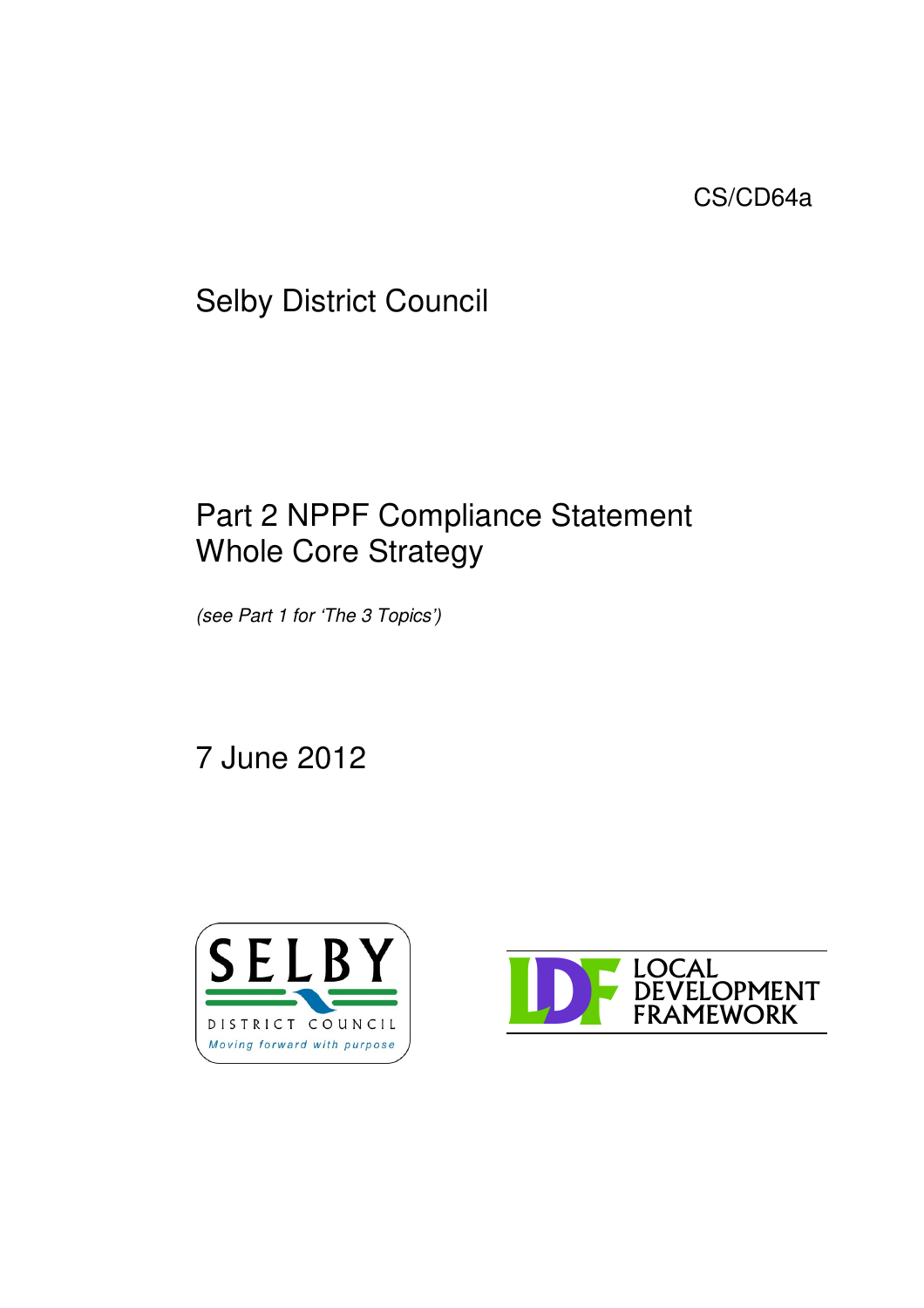CS/CD64a

# Selby District Council

## Part 2 NPPF Compliance Statement Whole Core Strategy

*(see Part 1 for 'The 3 Topics')*

7 June 2012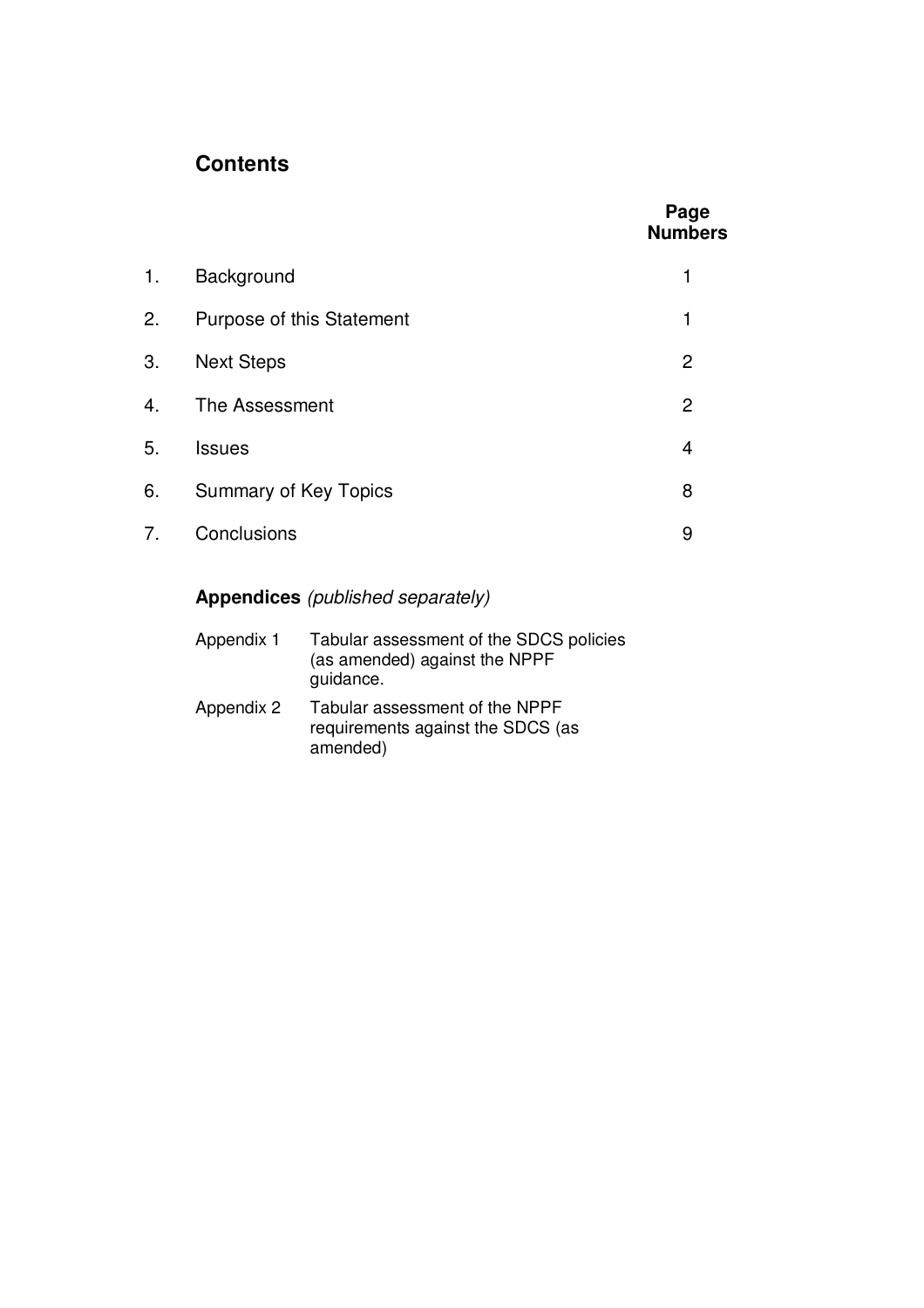## Contents

| | | Page Numbers |
|---|---|---|
| 1. | Background | 1 |
| 2. | Purpose of this Statement | 1 |
| 3. | Next Steps | 2 |
| 4. | The Assessment | 2 |
| 5. | Issues | 4 |
| 6. | Summary of Key Topics | 8 |
| 7. | Conclusions | 9 |

**Appendices** *(published separately)*

| | |
|---|---|
| Appendix 1 | Tabular assessment of the SDCS policies (as amended) against the NPPF guidance. |
| Appendix 2 | Tabular assessment of the NPPF requirements against the SDCS (as amended) |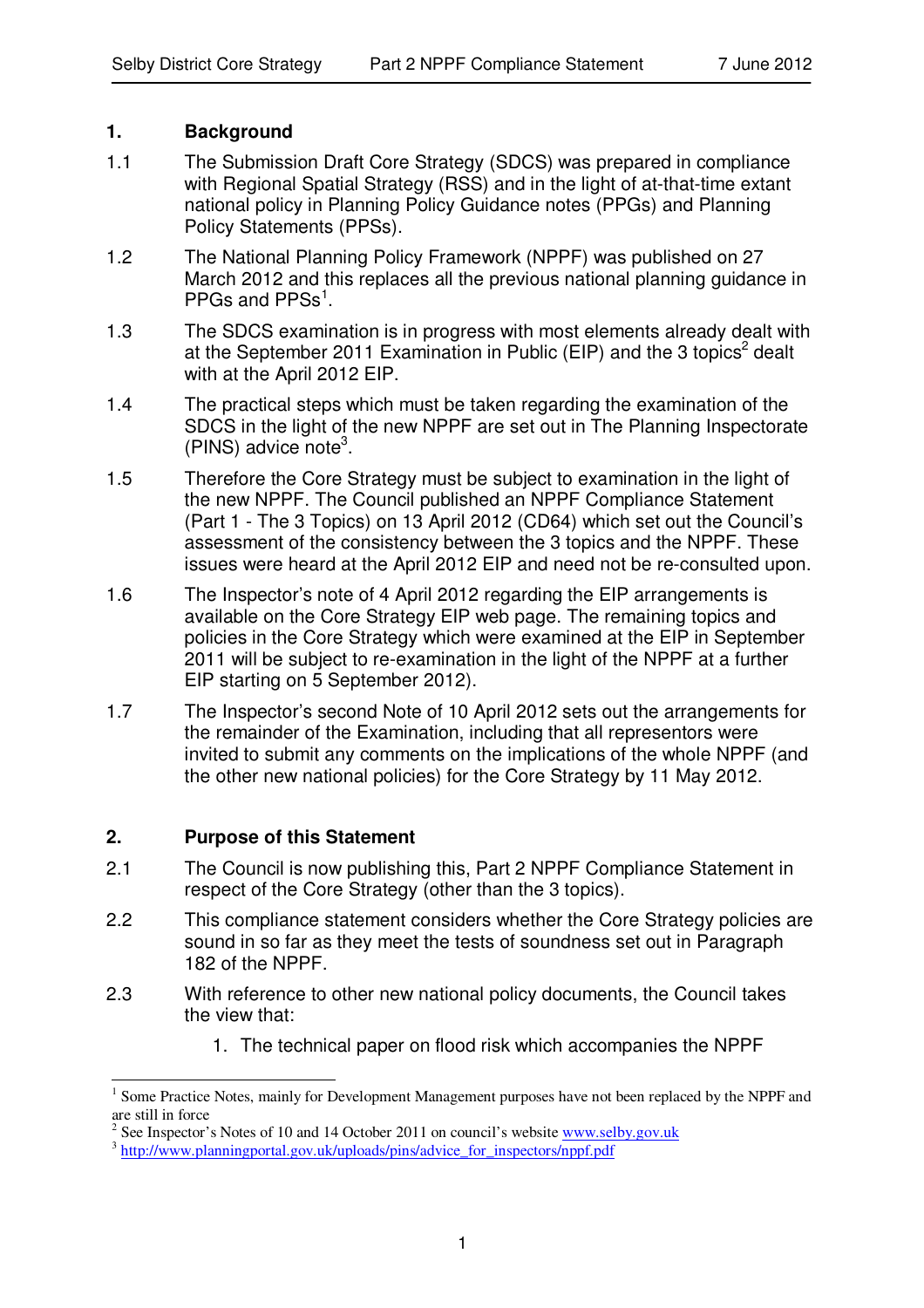## 1. Background

1.1 The Submission Draft Core Strategy (SDCS) was prepared in compliance with Regional Spatial Strategy (RSS) and in the light of at-that-time extant national policy in Planning Policy Guidance notes (PPGs) and Planning Policy Statements (PPSs).

1.2 The National Planning Policy Framework (NPPF) was published on 27 March 2012 and this replaces all the previous national planning guidance in PPGs and PPSs[1].

1.3 The SDCS examination is in progress with most elements already dealt with at the September 2011 Examination in Public (EIP) and the 3 topics[2] dealt with at the April 2012 EIP.

1.4 The practical steps which must be taken regarding the examination of the SDCS in the light of the new NPPF are set out in The Planning Inspectorate (PINS) advice note[3].

1.5 Therefore the Core Strategy must be subject to examination in the light of the new NPPF. The Council published an NPPF Compliance Statement (Part 1 - The 3 Topics) on 13 April 2012 (CD64) which set out the Council's assessment of the consistency between the 3 topics and the NPPF. These issues were heard at the April 2012 EIP and need not be re-consulted upon.

1.6 The Inspector's note of 4 April 2012 regarding the EIP arrangements is available on the Core Strategy EIP web page. The remaining topics and policies in the Core Strategy which were examined at the EIP in September 2011 will be subject to re-examination in the light of the NPPF at a further EIP starting on 5 September 2012).

1.7 The Inspector's second Note of 10 April 2012 sets out the arrangements for the remainder of the Examination, including that all representors were invited to submit any comments on the implications of the whole NPPF (and the other new national policies) for the Core Strategy by 11 May 2012.

## 2. Purpose of this Statement

2.1 The Council is now publishing this, Part 2 NPPF Compliance Statement in respect of the Core Strategy (other than the 3 topics).

2.2 This compliance statement considers whether the Core Strategy policies are sound in so far as they meet the tests of soundness set out in Paragraph 182 of the NPPF.

2.3 With reference to other new national policy documents, the Council takes the view that:

1. The technical paper on flood risk which accompanies the NPPF

---

[1] Some Practice Notes, mainly for Development Management purposes have not been replaced by the NPPF and are still in force

[2] See Inspector's Notes of 10 and 14 October 2011 on council's website www.selby.gov.uk

[3] http://www.planningportal.gov.uk/uploads/pins/advice_for_inspectors/nppf.pdf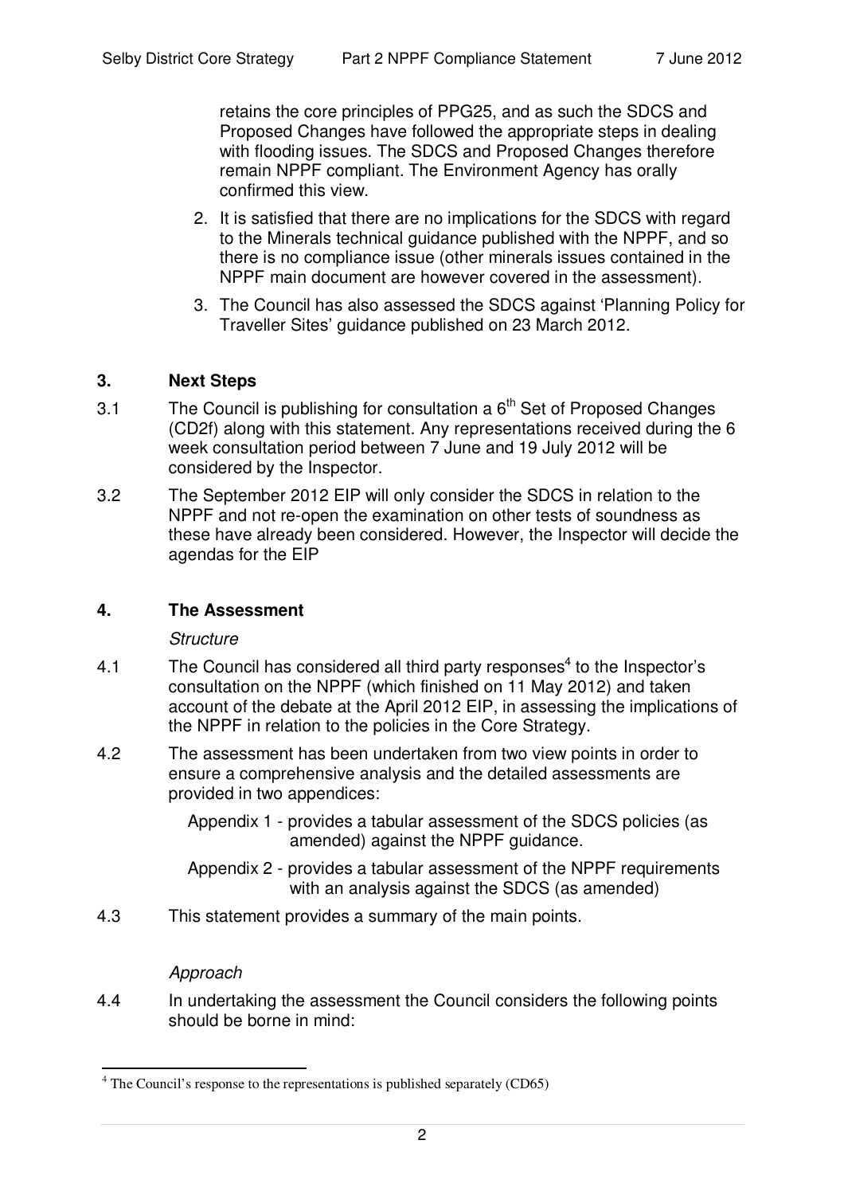retains the core principles of PPG25, and as such the SDCS and Proposed Changes have followed the appropriate steps in dealing with flooding issues. The SDCS and Proposed Changes therefore remain NPPF compliant. The Environment Agency has orally confirmed this view.

2. It is satisfied that there are no implications for the SDCS with regard to the Minerals technical guidance published with the NPPF, and so there is no compliance issue (other minerals issues contained in the NPPF main document are however covered in the assessment).
3. The Council has also assessed the SDCS against 'Planning Policy for Traveller Sites' guidance published on 23 March 2012.

## 3. Next Steps

3.1 The Council is publishing for consultation a 6th Set of Proposed Changes (CD2f) along with this statement. Any representations received during the 6 week consultation period between 7 June and 19 July 2012 will be considered by the Inspector.

3.2 The September 2012 EIP will only consider the SDCS in relation to the NPPF and not re-open the examination on other tests of soundness as these have already been considered. However, the Inspector will decide the agendas for the EIP

## 4. The Assessment

*Structure*

4.1 The Council has considered all third party responses[4] to the Inspector's consultation on the NPPF (which finished on 11 May 2012) and taken account of the debate at the April 2012 EIP, in assessing the implications of the NPPF in relation to the policies in the Core Strategy.

4.2 The assessment has been undertaken from two view points in order to ensure a comprehensive analysis and the detailed assessments are provided in two appendices:

Appendix 1 - provides a tabular assessment of the SDCS policies (as amended) against the NPPF guidance.

Appendix 2 - provides a tabular assessment of the NPPF requirements with an analysis against the SDCS (as amended)

4.3 This statement provides a summary of the main points.

*Approach*

4.4 In undertaking the assessment the Council considers the following points should be borne in mind:

[4] The Council's response to the representations is published separately (CD65)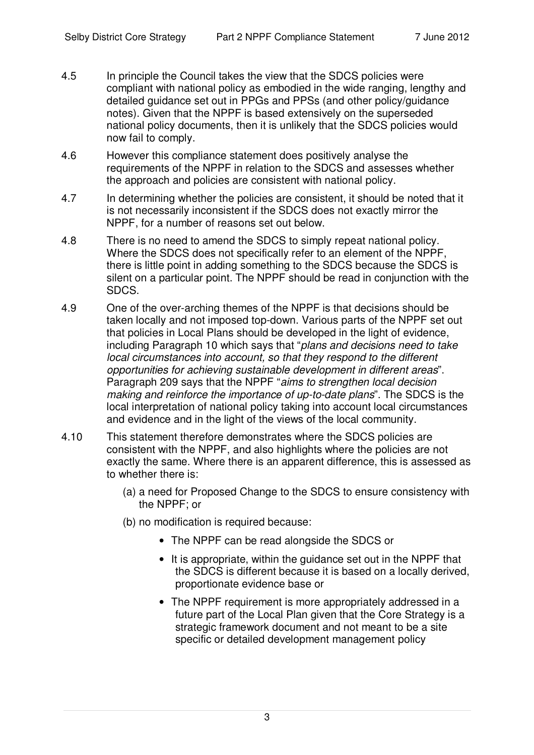4.5 In principle the Council takes the view that the SDCS policies were compliant with national policy as embodied in the wide ranging, lengthy and detailed guidance set out in PPGs and PPSs (and other policy/guidance notes). Given that the NPPF is based extensively on the superseded national policy documents, then it is unlikely that the SDCS policies would now fail to comply.

4.6 However this compliance statement does positively analyse the requirements of the NPPF in relation to the SDCS and assesses whether the approach and policies are consistent with national policy.

4.7 In determining whether the policies are consistent, it should be noted that it is not necessarily inconsistent if the SDCS does not exactly mirror the NPPF, for a number of reasons set out below.

4.8 There is no need to amend the SDCS to simply repeat national policy. Where the SDCS does not specifically refer to an element of the NPPF, there is little point in adding something to the SDCS because the SDCS is silent on a particular point. The NPPF should be read in conjunction with the SDCS.

4.9 One of the over-arching themes of the NPPF is that decisions should be taken locally and not imposed top-down. Various parts of the NPPF set out that policies in Local Plans should be developed in the light of evidence, including Paragraph 10 which says that "*plans and decisions need to take local circumstances into account, so that they respond to the different opportunities for achieving sustainable development in different areas*". Paragraph 209 says that the NPPF "*aims to strengthen local decision making and reinforce the importance of up-to-date plans*". The SDCS is the local interpretation of national policy taking into account local circumstances and evidence and in the light of the views of the local community.

4.10 This statement therefore demonstrates where the SDCS policies are consistent with the NPPF, and also highlights where the policies are not exactly the same. Where there is an apparent difference, this is assessed as to whether there is:

(a) a need for Proposed Change to the SDCS to ensure consistency with the NPPF; or

(b) no modification is required because:

- The NPPF can be read alongside the SDCS or
- It is appropriate, within the guidance set out in the NPPF that the SDCS is different because it is based on a locally derived, proportionate evidence base or
- The NPPF requirement is more appropriately addressed in a future part of the Local Plan given that the Core Strategy is a strategic framework document and not meant to be a site specific or detailed development management policy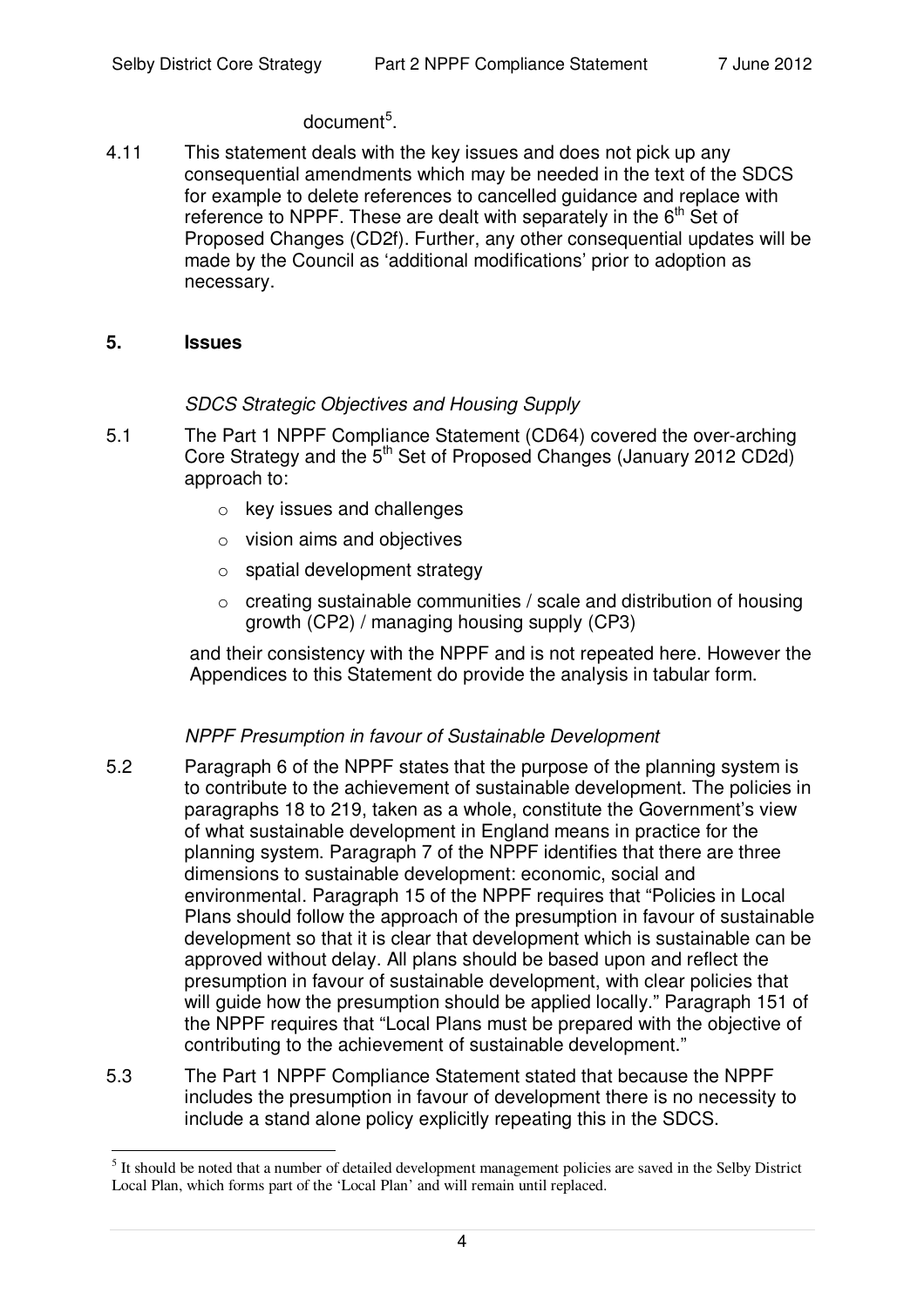document[5].

4.11 This statement deals with the key issues and does not pick up any consequential amendments which may be needed in the text of the SDCS for example to delete references to cancelled guidance and replace with reference to NPPF. These are dealt with separately in the 6th Set of Proposed Changes (CD2f). Further, any other consequential updates will be made by the Council as 'additional modifications' prior to adoption as necessary.

## 5. Issues

*SDCS Strategic Objectives and Housing Supply*

5.1 The Part 1 NPPF Compliance Statement (CD64) covered the over-arching Core Strategy and the 5th Set of Proposed Changes (January 2012 CD2d) approach to:

- key issues and challenges
- vision aims and objectives
- spatial development strategy
- creating sustainable communities / scale and distribution of housing growth (CP2) / managing housing supply (CP3)

and their consistency with the NPPF and is not repeated here. However the Appendices to this Statement do provide the analysis in tabular form.

*NPPF Presumption in favour of Sustainable Development*

5.2 Paragraph 6 of the NPPF states that the purpose of the planning system is to contribute to the achievement of sustainable development. The policies in paragraphs 18 to 219, taken as a whole, constitute the Government's view of what sustainable development in England means in practice for the planning system. Paragraph 7 of the NPPF identifies that there are three dimensions to sustainable development: economic, social and environmental. Paragraph 15 of the NPPF requires that "Policies in Local Plans should follow the approach of the presumption in favour of sustainable development so that it is clear that development which is sustainable can be approved without delay. All plans should be based upon and reflect the presumption in favour of sustainable development, with clear policies that will guide how the presumption should be applied locally." Paragraph 151 of the NPPF requires that "Local Plans must be prepared with the objective of contributing to the achievement of sustainable development."

5.3 The Part 1 NPPF Compliance Statement stated that because the NPPF includes the presumption in favour of development there is no necessity to include a stand alone policy explicitly repeating this in the SDCS.

[5] It should be noted that a number of detailed development management policies are saved in the Selby District Local Plan, which forms part of the 'Local Plan' and will remain until replaced.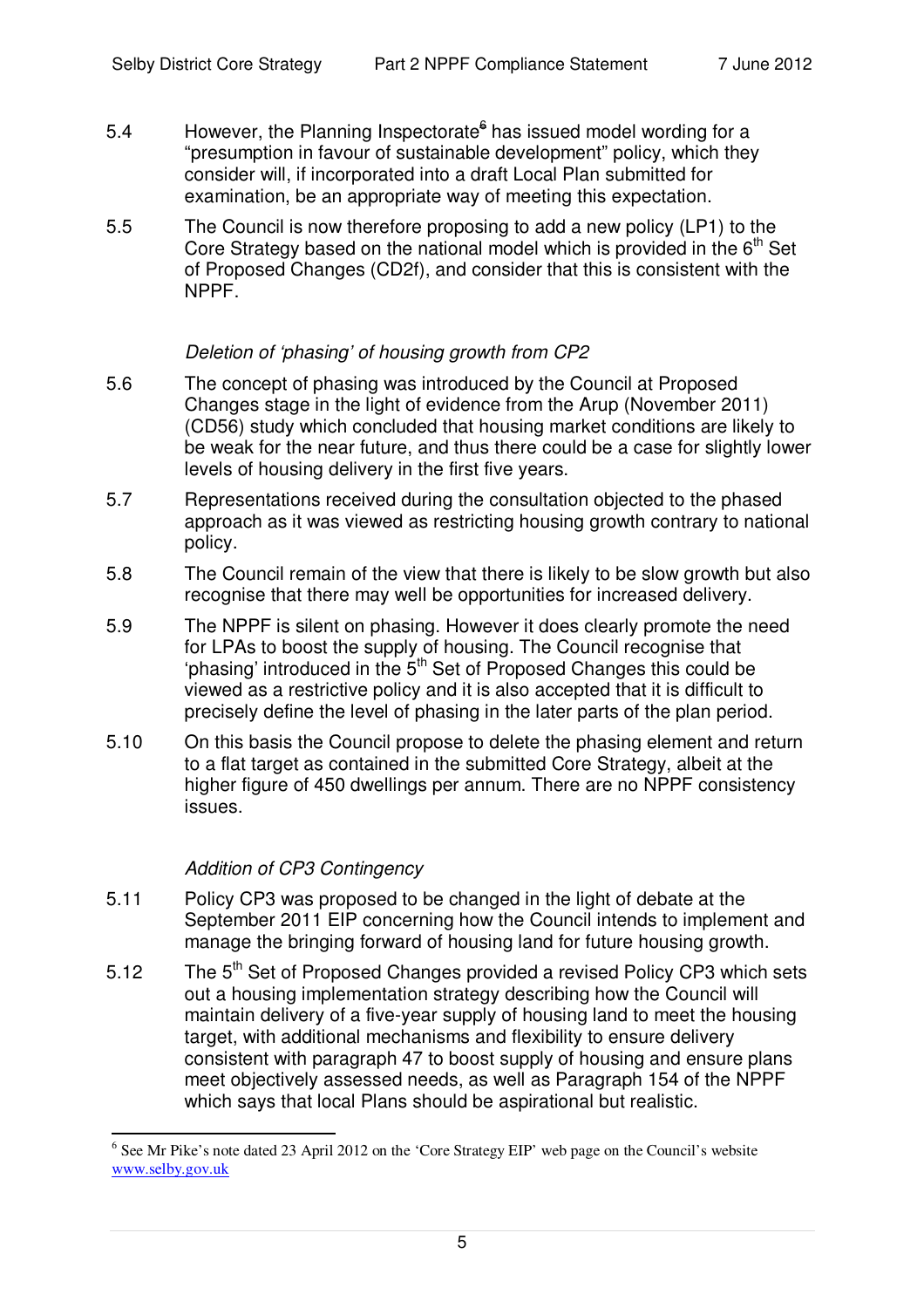5.4 However, the Planning Inspectorate[6] has issued model wording for a "presumption in favour of sustainable development" policy, which they consider will, if incorporated into a draft Local Plan submitted for examination, be an appropriate way of meeting this expectation.

5.5 The Council is now therefore proposing to add a new policy (LP1) to the Core Strategy based on the national model which is provided in the 6th Set of Proposed Changes (CD2f), and consider that this is consistent with the NPPF.

*Deletion of 'phasing' of housing growth from CP2*

5.6 The concept of phasing was introduced by the Council at Proposed Changes stage in the light of evidence from the Arup (November 2011) (CD56) study which concluded that housing market conditions are likely to be weak for the near future, and thus there could be a case for slightly lower levels of housing delivery in the first five years.

5.7 Representations received during the consultation objected to the phased approach as it was viewed as restricting housing growth contrary to national policy.

5.8 The Council remain of the view that there is likely to be slow growth but also recognise that there may well be opportunities for increased delivery.

5.9 The NPPF is silent on phasing. However it does clearly promote the need for LPAs to boost the supply of housing. The Council recognise that 'phasing' introduced in the 5th Set of Proposed Changes this could be viewed as a restrictive policy and it is also accepted that it is difficult to precisely define the level of phasing in the later parts of the plan period.

5.10 On this basis the Council propose to delete the phasing element and return to a flat target as contained in the submitted Core Strategy, albeit at the higher figure of 450 dwellings per annum. There are no NPPF consistency issues.

*Addition of CP3 Contingency*

5.11 Policy CP3 was proposed to be changed in the light of debate at the September 2011 EIP concerning how the Council intends to implement and manage the bringing forward of housing land for future housing growth.

5.12 The 5th Set of Proposed Changes provided a revised Policy CP3 which sets out a housing implementation strategy describing how the Council will maintain delivery of a five-year supply of housing land to meet the housing target, with additional mechanisms and flexibility to ensure delivery consistent with paragraph 47 to boost supply of housing and ensure plans meet objectively assessed needs, as well as Paragraph 154 of the NPPF which says that local Plans should be aspirational but realistic.

---

[6] See Mr Pike's note dated 23 April 2012 on the 'Core Strategy EIP' web page on the Council's website www.selby.gov.uk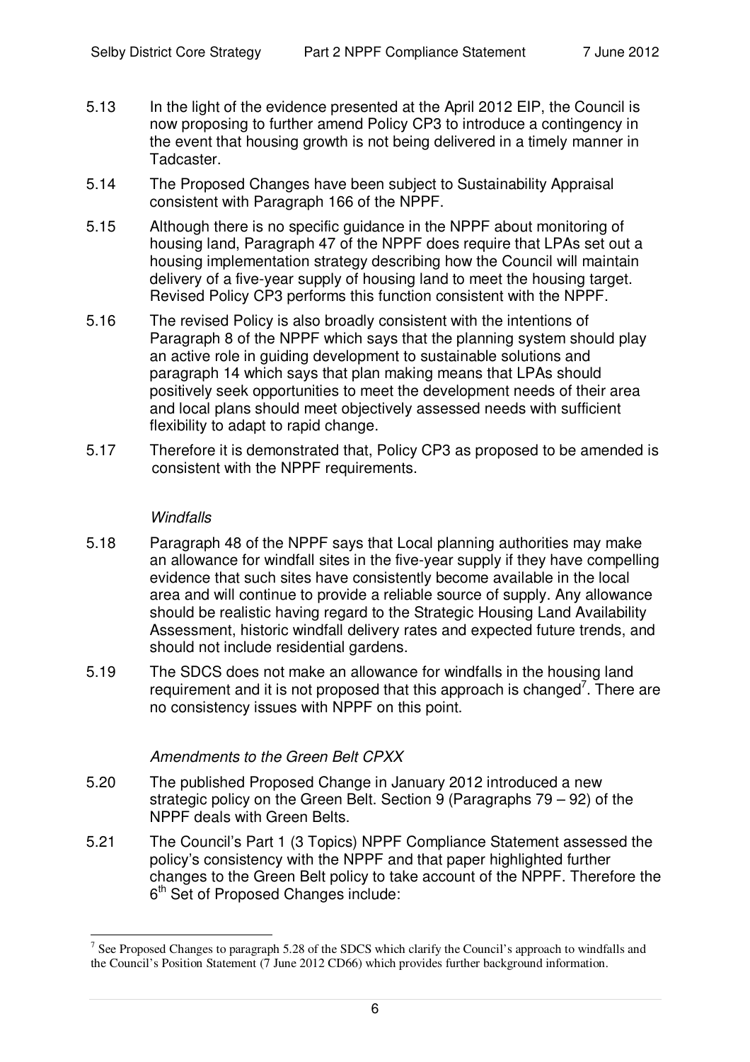5.13 In the light of the evidence presented at the April 2012 EIP, the Council is now proposing to further amend Policy CP3 to introduce a contingency in the event that housing growth is not being delivered in a timely manner in Tadcaster.

5.14 The Proposed Changes have been subject to Sustainability Appraisal consistent with Paragraph 166 of the NPPF.

5.15 Although there is no specific guidance in the NPPF about monitoring of housing land, Paragraph 47 of the NPPF does require that LPAs set out a housing implementation strategy describing how the Council will maintain delivery of a five-year supply of housing land to meet the housing target. Revised Policy CP3 performs this function consistent with the NPPF.

5.16 The revised Policy is also broadly consistent with the intentions of Paragraph 8 of the NPPF which says that the planning system should play an active role in guiding development to sustainable solutions and paragraph 14 which says that plan making means that LPAs should positively seek opportunities to meet the development needs of their area and local plans should meet objectively assessed needs with sufficient flexibility to adapt to rapid change.

5.17 Therefore it is demonstrated that, Policy CP3 as proposed to be amended is consistent with the NPPF requirements.

*Windfalls*

5.18 Paragraph 48 of the NPPF says that Local planning authorities may make an allowance for windfall sites in the five-year supply if they have compelling evidence that such sites have consistently become available in the local area and will continue to provide a reliable source of supply. Any allowance should be realistic having regard to the Strategic Housing Land Availability Assessment, historic windfall delivery rates and expected future trends, and should not include residential gardens.

5.19 The SDCS does not make an allowance for windfalls in the housing land requirement and it is not proposed that this approach is changed[7]. There are no consistency issues with NPPF on this point.

*Amendments to the Green Belt CPXX*

5.20 The published Proposed Change in January 2012 introduced a new strategic policy on the Green Belt. Section 9 (Paragraphs 79 – 92) of the NPPF deals with Green Belts.

5.21 The Council's Part 1 (3 Topics) NPPF Compliance Statement assessed the policy's consistency with the NPPF and that paper highlighted further changes to the Green Belt policy to take account of the NPPF. Therefore the 6th Set of Proposed Changes include:

[7] See Proposed Changes to paragraph 5.28 of the SDCS which clarify the Council's approach to windfalls and the Council's Position Statement (7 June 2012 CD66) which provides further background information.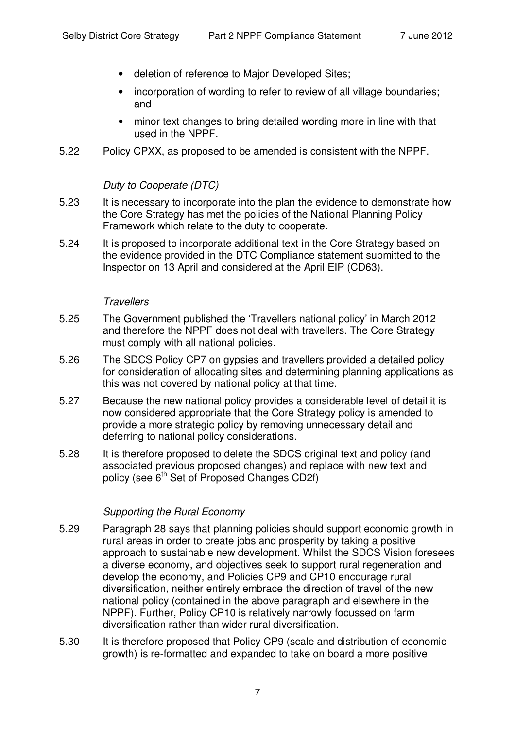- deletion of reference to Major Developed Sites;
- incorporation of wording to refer to review of all village boundaries; and
- minor text changes to bring detailed wording more in line with that used in the NPPF.

5.22 Policy CPXX, as proposed to be amended is consistent with the NPPF.

*Duty to Cooperate (DTC)*

5.23 It is necessary to incorporate into the plan the evidence to demonstrate how the Core Strategy has met the policies of the National Planning Policy Framework which relate to the duty to cooperate.

5.24 It is proposed to incorporate additional text in the Core Strategy based on the evidence provided in the DTC Compliance statement submitted to the Inspector on 13 April and considered at the April EIP (CD63).

*Travellers*

5.25 The Government published the 'Travellers national policy' in March 2012 and therefore the NPPF does not deal with travellers. The Core Strategy must comply with all national policies.

5.26 The SDCS Policy CP7 on gypsies and travellers provided a detailed policy for consideration of allocating sites and determining planning applications as this was not covered by national policy at that time.

5.27 Because the new national policy provides a considerable level of detail it is now considered appropriate that the Core Strategy policy is amended to provide a more strategic policy by removing unnecessary detail and deferring to national policy considerations.

5.28 It is therefore proposed to delete the SDCS original text and policy (and associated previous proposed changes) and replace with new text and policy (see 6th Set of Proposed Changes CD2f)

*Supporting the Rural Economy*

5.29 Paragraph 28 says that planning policies should support economic growth in rural areas in order to create jobs and prosperity by taking a positive approach to sustainable new development. Whilst the SDCS Vision foresees a diverse economy, and objectives seek to support rural regeneration and develop the economy, and Policies CP9 and CP10 encourage rural diversification, neither entirely embrace the direction of travel of the new national policy (contained in the above paragraph and elsewhere in the NPPF). Further, Policy CP10 is relatively narrowly focussed on farm diversification rather than wider rural diversification.

5.30 It is therefore proposed that Policy CP9 (scale and distribution of economic growth) is re-formatted and expanded to take on board a more positive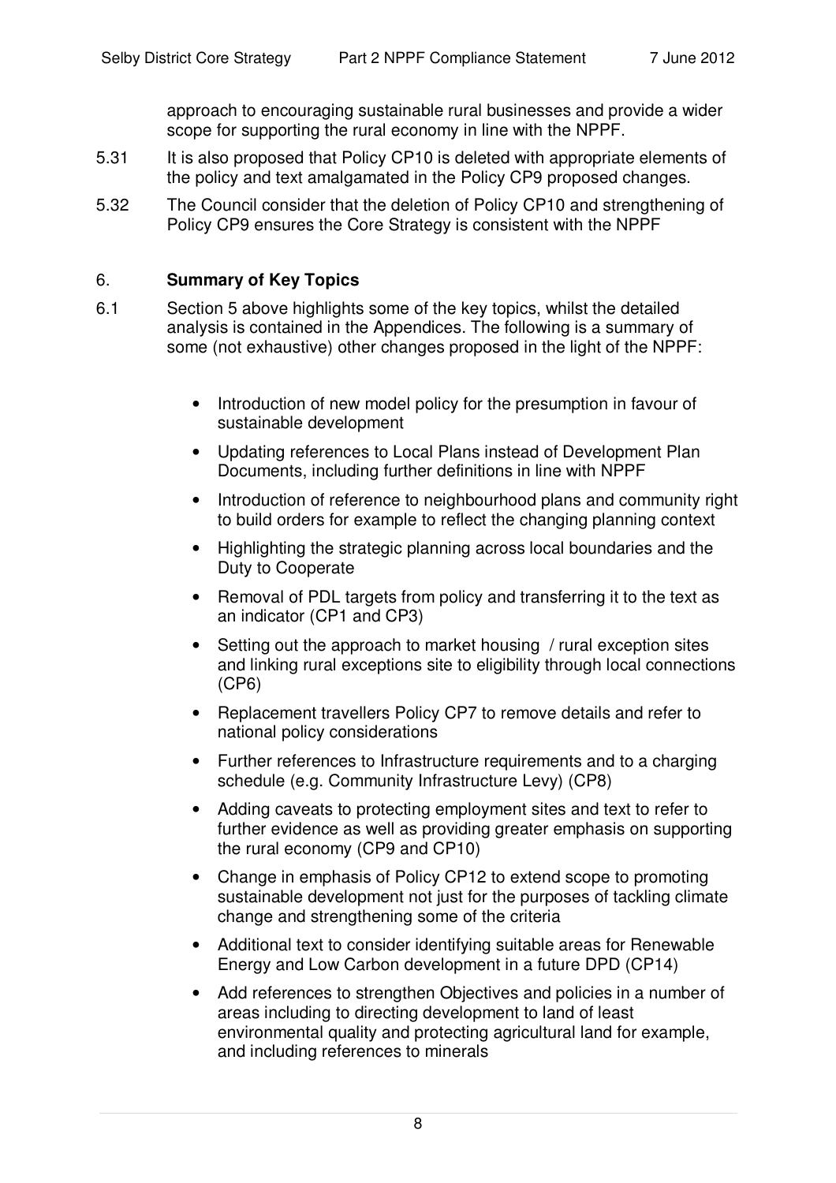approach to encouraging sustainable rural businesses and provide a wider scope for supporting the rural economy in line with the NPPF.

5.31 It is also proposed that Policy CP10 is deleted with appropriate elements of the policy and text amalgamated in the Policy CP9 proposed changes.

5.32 The Council consider that the deletion of Policy CP10 and strengthening of Policy CP9 ensures the Core Strategy is consistent with the NPPF

## 6. **Summary of Key Topics**

6.1 Section 5 above highlights some of the key topics, whilst the detailed analysis is contained in the Appendices. The following is a summary of some (not exhaustive) other changes proposed in the light of the NPPF:

- Introduction of new model policy for the presumption in favour of sustainable development
- Updating references to Local Plans instead of Development Plan Documents, including further definitions in line with NPPF
- Introduction of reference to neighbourhood plans and community right to build orders for example to reflect the changing planning context
- Highlighting the strategic planning across local boundaries and the Duty to Cooperate
- Removal of PDL targets from policy and transferring it to the text as an indicator (CP1 and CP3)
- Setting out the approach to market housing / rural exception sites and linking rural exceptions site to eligibility through local connections (CP6)
- Replacement travellers Policy CP7 to remove details and refer to national policy considerations
- Further references to Infrastructure requirements and to a charging schedule (e.g. Community Infrastructure Levy) (CP8)
- Adding caveats to protecting employment sites and text to refer to further evidence as well as providing greater emphasis on supporting the rural economy (CP9 and CP10)
- Change in emphasis of Policy CP12 to extend scope to promoting sustainable development not just for the purposes of tackling climate change and strengthening some of the criteria
- Additional text to consider identifying suitable areas for Renewable Energy and Low Carbon development in a future DPD (CP14)
- Add references to strengthen Objectives and policies in a number of areas including to directing development to land of least environmental quality and protecting agricultural land for example, and including references to minerals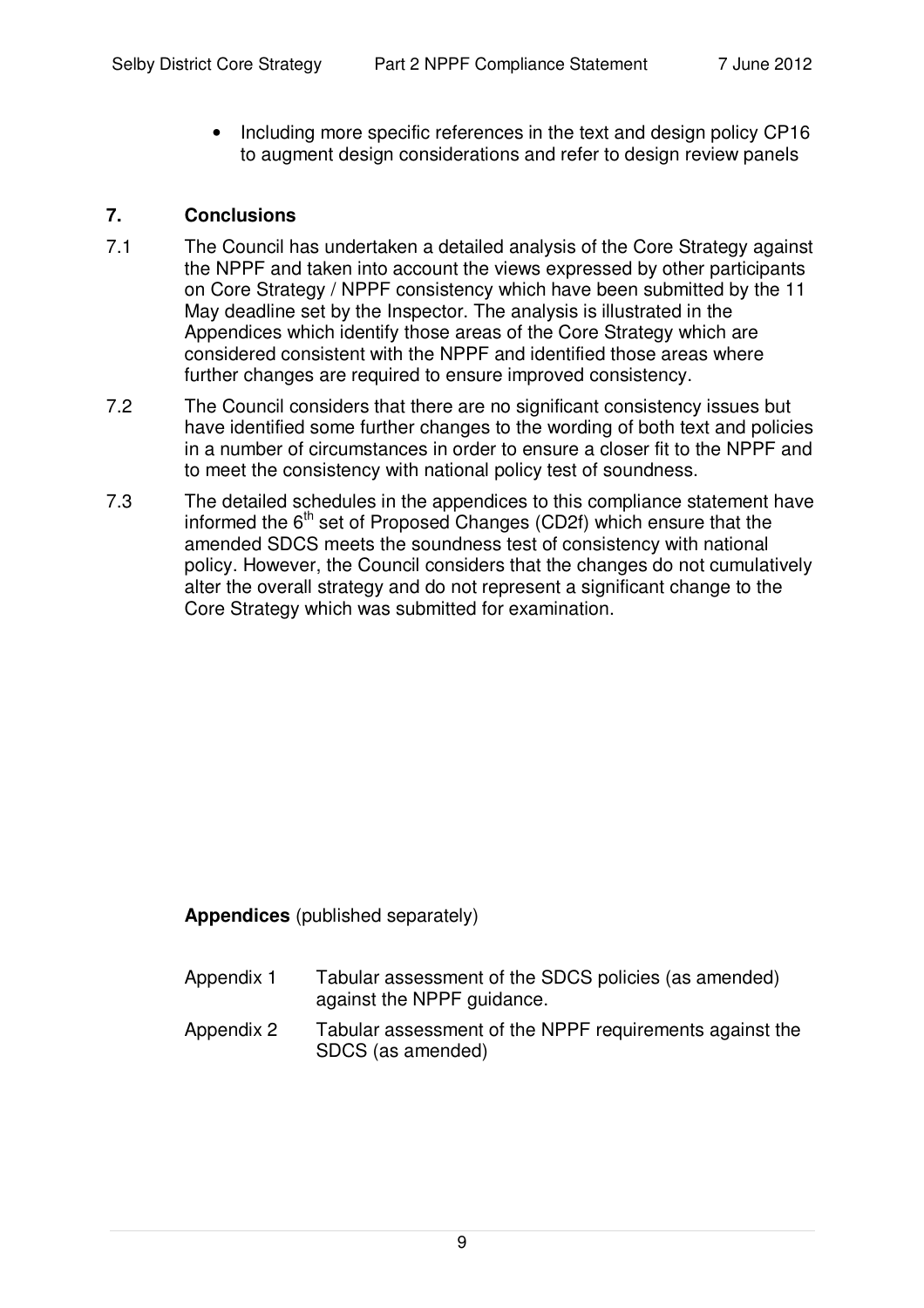- Including more specific references in the text and design policy CP16 to augment design considerations and refer to design review panels

## 7. Conclusions

7.1 The Council has undertaken a detailed analysis of the Core Strategy against the NPPF and taken into account the views expressed by other participants on Core Strategy / NPPF consistency which have been submitted by the 11 May deadline set by the Inspector. The analysis is illustrated in the Appendices which identify those areas of the Core Strategy which are considered consistent with the NPPF and identified those areas where further changes are required to ensure improved consistency.

7.2 The Council considers that there are no significant consistency issues but have identified some further changes to the wording of both text and policies in a number of circumstances in order to ensure a closer fit to the NPPF and to meet the consistency with national policy test of soundness.

7.3 The detailed schedules in the appendices to this compliance statement have informed the 6th set of Proposed Changes (CD2f) which ensure that the amended SDCS meets the soundness test of consistency with national policy. However, the Council considers that the changes do not cumulatively alter the overall strategy and do not represent a significant change to the Core Strategy which was submitted for examination.

**Appendices** (published separately)

| | |
|---|---|
| Appendix 1 | Tabular assessment of the SDCS policies (as amended) against the NPPF guidance. |
| Appendix 2 | Tabular assessment of the NPPF requirements against the SDCS (as amended) |